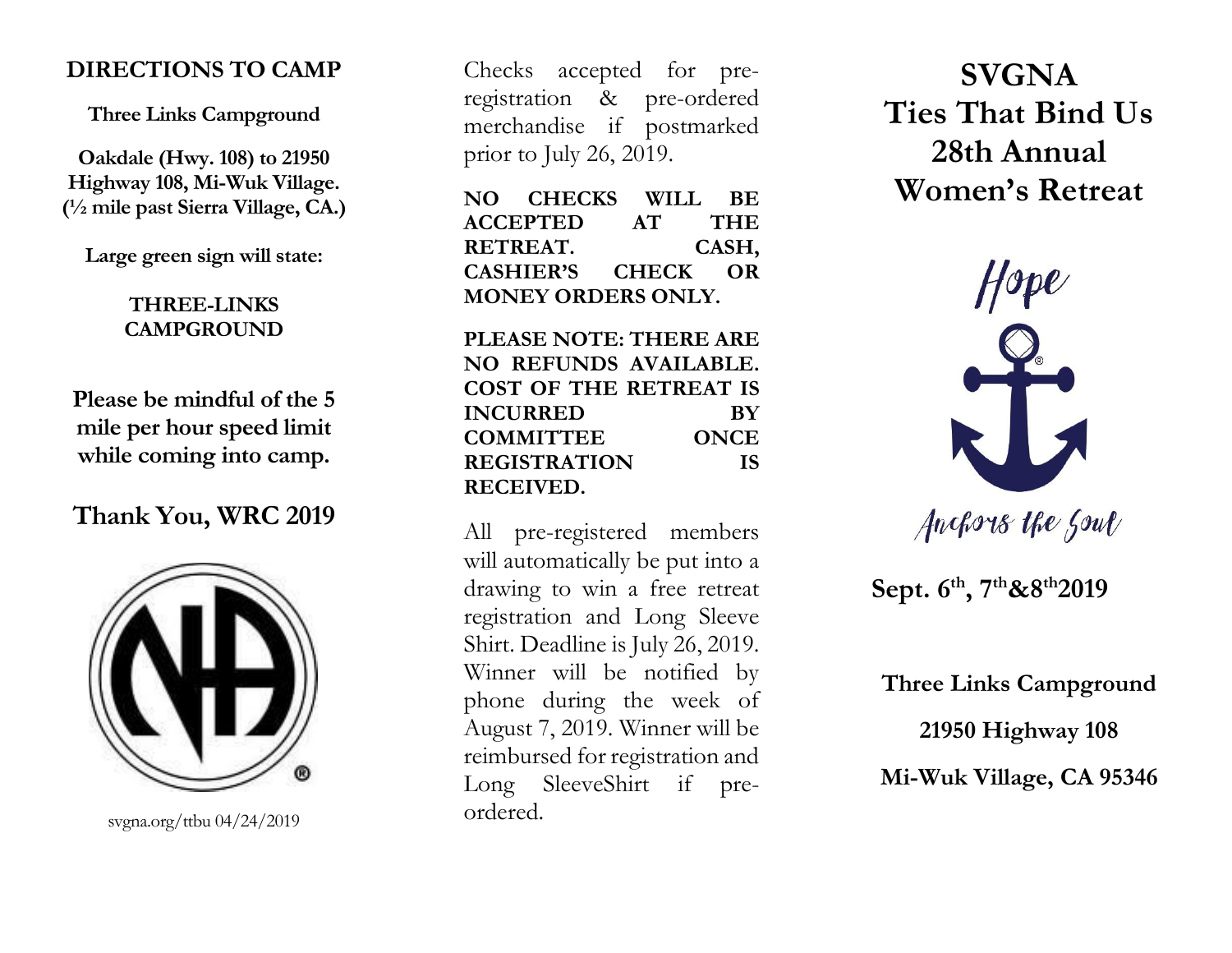## DIRECTIONS TO CAMP

**Three Links Campground**

**Oakdale (Hwy. 108) to 21950 Highway 108, Mi-Wuk Village. (½ mile past Sierra Village, CA.)**

**Large green sign will state:**

**THREE-LINKS CAMPGROUND**

**Please be mindful of the 5 mile per hour speed limit while coming into camp.**

**Thank You, WRC 2019**

svgna.org/ttbu 04/24/2019

Checks accepted for pre-registration & pre-ordered merchandise if postmarked prior to July 26, 2019.

**NO CHECKS WILL BE ACCEPTED AT THE RETREAT. CASH, CASHIER'S CHECK OR MONEY ORDERS ONLY.**

**PLEASE NOTE: THERE ARE NO REFUNDS AVAILABLE. COST OF THE RETREAT IS INCURRED BY COMMITTEE ONCE REGISTRATION IS RECEIVED.**

All pre-registered members will automatically be put into a drawing to win a free retreat registration and Long Sleeve Shirt. Deadline is July 26, 2019. Winner will be notified by phone during the week of August 7, 2019. Winner will be reimbursed for registration and Long SleeveShirt if pre-ordered.

# SVGNA Ties That Bind Us 28th Annual Women's Retreat

Hope

Anchors the Soul

**Sept. 6th, 7th&8th2019**

**Three Links Campground**

**21950 Highway 108**

**Mi-Wuk Village, CA 95346**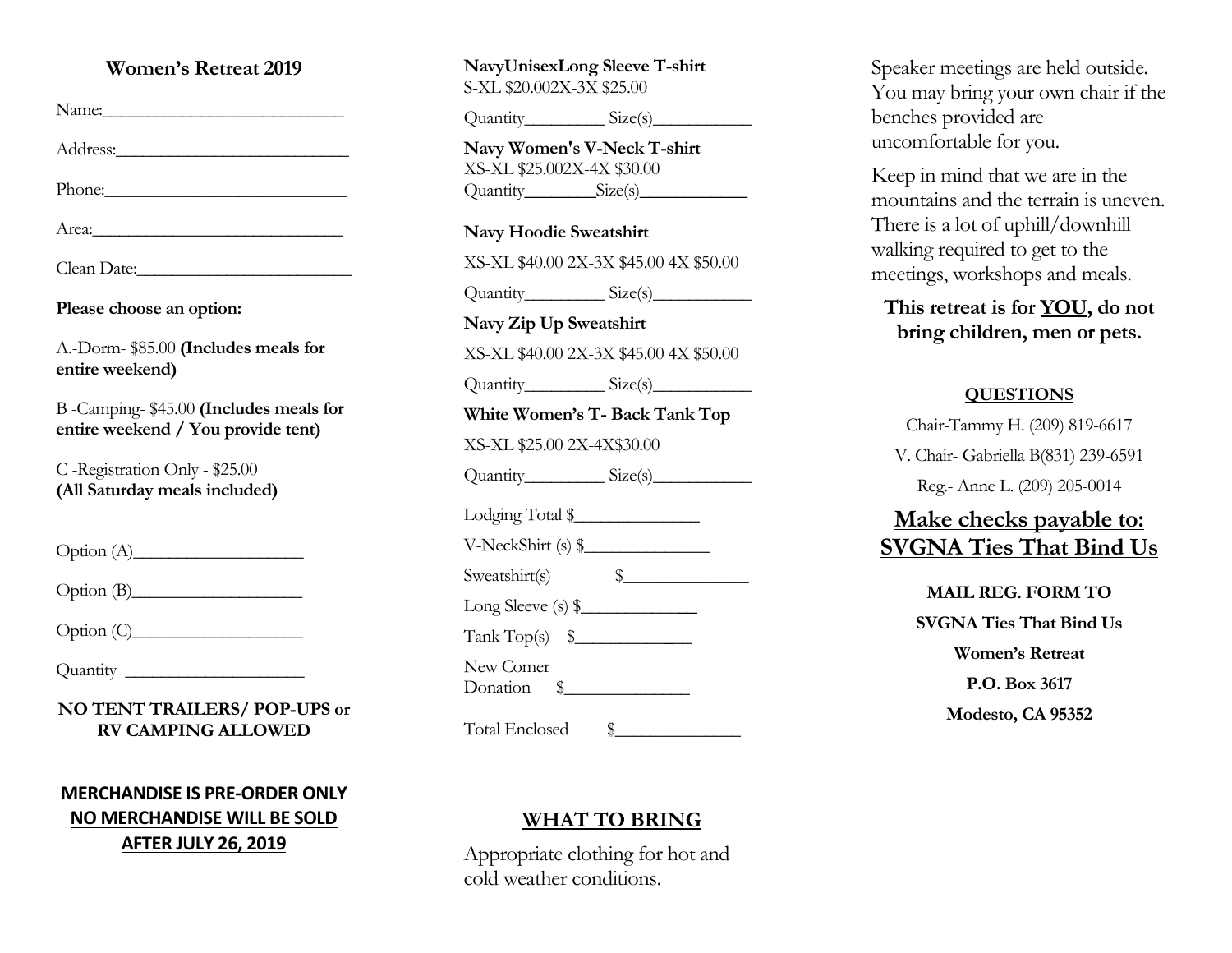## Women's Retreat 2019

Name:___________________________

Address:_________________________

Phone:___________________________

Area:____________________________

Clean Date:_______________________

**Please choose an option:**

A.-Dorm- $85.00 **(Includes meals for entire weekend)**

B -Camping- $45.00 **(Includes meals for entire weekend / You provide tent)**

C -Registration Only - $25.00 **(All Saturday meals included)**

Option (A)__________________

Option (B)__________________

Option (C)__________________

Quantity __________________

**NO TENT TRAILERS/ POP-UPS or RV CAMPING ALLOWED**

**MERCHANDISE IS PRE-ORDER ONLY NO MERCHANDISE WILL BE SOLD AFTER JULY 26, 2019**

**NavyUnisexLong Sleeve T-shirt**
S-XL $20.002X-3X $25.00

Quantity_________ Size(s)___________

**Navy Women's V-Neck T-shirt**
XS-XL $25.002X-4X $30.00
Quantity________Size(s)____________

**Navy Hoodie Sweatshirt**

XS-XL $40.00 2X-3X $45.00 4X $50.00

Quantity_________ Size(s)___________

**Navy Zip Up Sweatshirt**

XS-XL $40.00 2X-3X $45.00 4X $50.00

Quantity_________ Size(s)___________

**White Women's T- Back Tank Top**

XS-XL $25.00 2X-4X$30.00

Quantity_________ Size(s)___________

Lodging Total $______________

V-NeckShirt (s) $______________

Sweatshirt(s) $______________

Long Sleeve (s) $_____________

Tank Top(s) $_____________

New Comer Donation $______________

Total Enclosed $______________

## WHAT TO BRING

Appropriate clothing for hot and cold weather conditions.

Speaker meetings are held outside. You may bring your own chair if the benches provided are uncomfortable for you.

Keep in mind that we are in the mountains and the terrain is uneven. There is a lot of uphill/downhill walking required to get to the meetings, workshops and meals.

**This retreat is for YOU, do not bring children, men or pets.**

**QUESTIONS**

Chair-Tammy H. (209) 819-6617

V. Chair- Gabriella B(831) 239-6591

Reg.- Anne L. (209) 205-0014

**Make checks payable to: SVGNA Ties That Bind Us**

**MAIL REG. FORM TO**

**SVGNA Ties That Bind Us**

**Women's Retreat**

**P.O. Box 3617**

**Modesto, CA 95352**